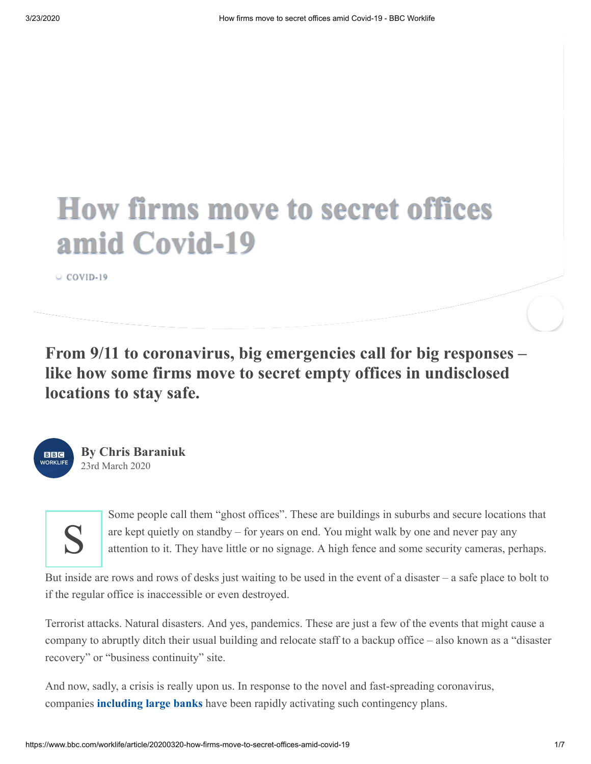# How firms move to secret offices amid Covid-19

COVID-19

**From 9/11 to coronavirus, big emergencies call for big responses – like how some firms move to secret empty offices in undisclosed locations to stay safe.**

**By Chris Baraniuk**
23rd March 2020

Some people call them "ghost offices". These are buildings in suburbs and secure locations that are kept quietly on standby – for years on end. You might walk by one and never pay any attention to it. They have little or no signage. A high fence and some security cameras, perhaps.

But inside are rows and rows of desks just waiting to be used in the event of a disaster – a safe place to bolt to if the regular office is inaccessible or even destroyed.

Terrorist attacks. Natural disasters. And yes, pandemics. These are just a few of the events that might cause a company to abruptly ditch their usual building and relocate staff to a backup office – also known as a "disaster recovery" or "business continuity" site.

And now, sadly, a crisis is really upon us. In response to the novel and fast-spreading coronavirus, companies **including large banks** have been rapidly activating such contingency plans.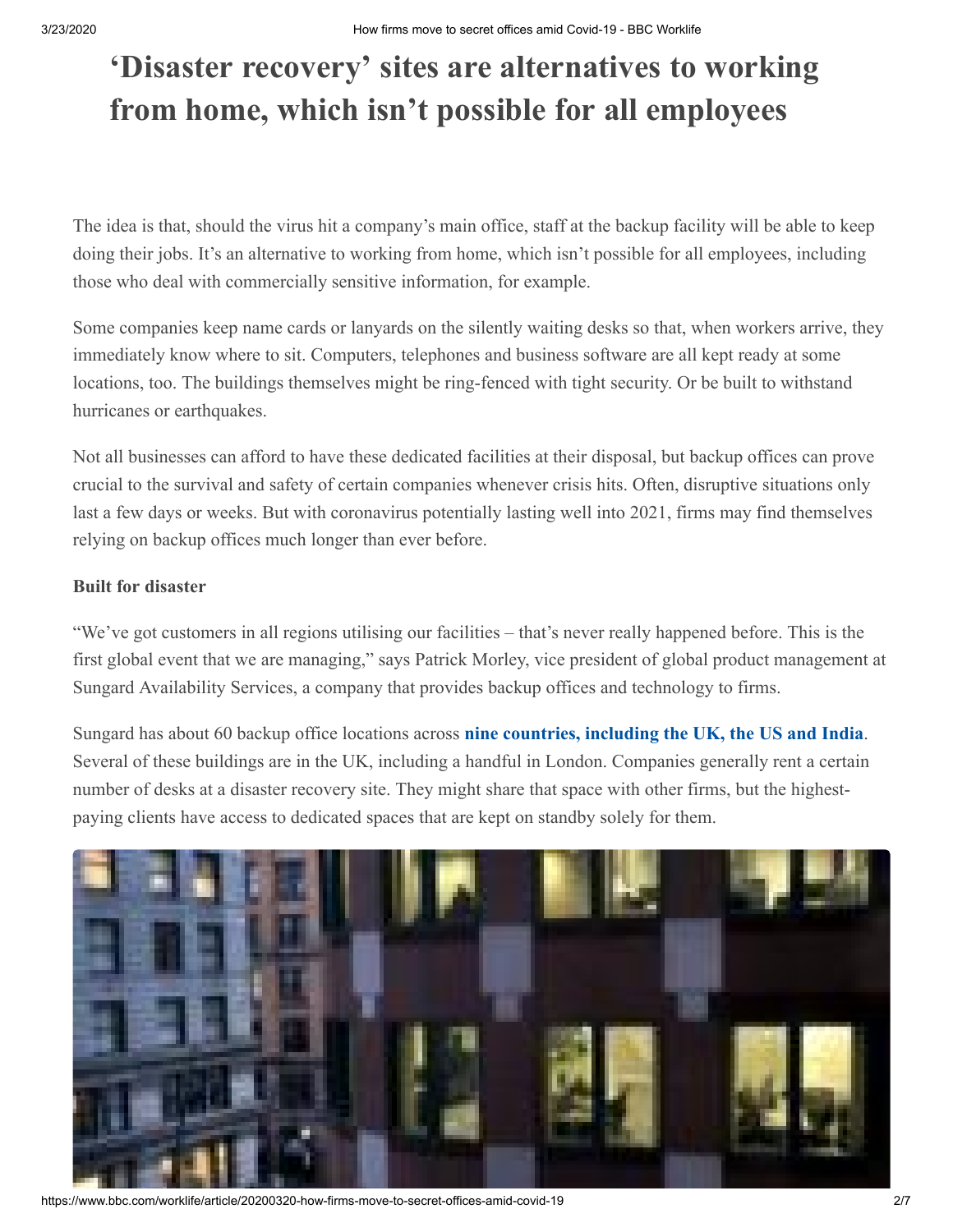# 'Disaster recovery' sites are alternatives to working from home, which isn't possible for all employees

The idea is that, should the virus hit a company's main office, staff at the backup facility will be able to keep doing their jobs. It's an alternative to working from home, which isn't possible for all employees, including those who deal with commercially sensitive information, for example.

Some companies keep name cards or lanyards on the silently waiting desks so that, when workers arrive, they immediately know where to sit. Computers, telephones and business software are all kept ready at some locations, too. The buildings themselves might be ring-fenced with tight security. Or be built to withstand hurricanes or earthquakes.

Not all businesses can afford to have these dedicated facilities at their disposal, but backup offices can prove crucial to the survival and safety of certain companies whenever crisis hits. Often, disruptive situations only last a few days or weeks. But with coronavirus potentially lasting well into 2021, firms may find themselves relying on backup offices much longer than ever before.

**Built for disaster**

"We've got customers in all regions utilising our facilities – that's never really happened before. This is the first global event that we are managing," says Patrick Morley, vice president of global product management at Sungard Availability Services, a company that provides backup offices and technology to firms.

Sungard has about 60 backup office locations across **nine countries, including the UK, the US and India**. Several of these buildings are in the UK, including a handful in London. Companies generally rent a certain number of desks at a disaster recovery site. They might share that space with other firms, but the highest-paying clients have access to dedicated spaces that are kept on standby solely for them.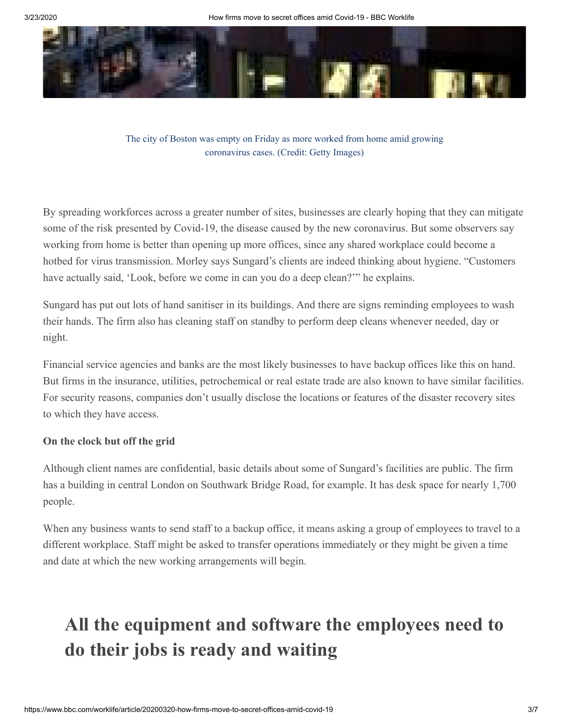The city of Boston was empty on Friday as more worked from home amid growing coronavirus cases. (Credit: Getty Images)

By spreading workforces across a greater number of sites, businesses are clearly hoping that they can mitigate some of the risk presented by Covid-19, the disease caused by the new coronavirus. But some observers say working from home is better than opening up more offices, since any shared workplace could become a hotbed for virus transmission. Morley says Sungard's clients are indeed thinking about hygiene. "Customers have actually said, 'Look, before we come in can you do a deep clean?'" he explains.

Sungard has put out lots of hand sanitiser in its buildings. And there are signs reminding employees to wash their hands. The firm also has cleaning staff on standby to perform deep cleans whenever needed, day or night.

Financial service agencies and banks are the most likely businesses to have backup offices like this on hand. But firms in the insurance, utilities, petrochemical or real estate trade are also known to have similar facilities. For security reasons, companies don't usually disclose the locations or features of the disaster recovery sites to which they have access.

**On the clock but off the grid**

Although client names are confidential, basic details about some of Sungard's facilities are public. The firm has a building in central London on Southwark Bridge Road, for example. It has desk space for nearly 1,700 people.

When any business wants to send staff to a backup office, it means asking a group of employees to travel to a different workplace. Staff might be asked to transfer operations immediately or they might be given a time and date at which the new working arrangements will begin.

## All the equipment and software the employees need to do their jobs is ready and waiting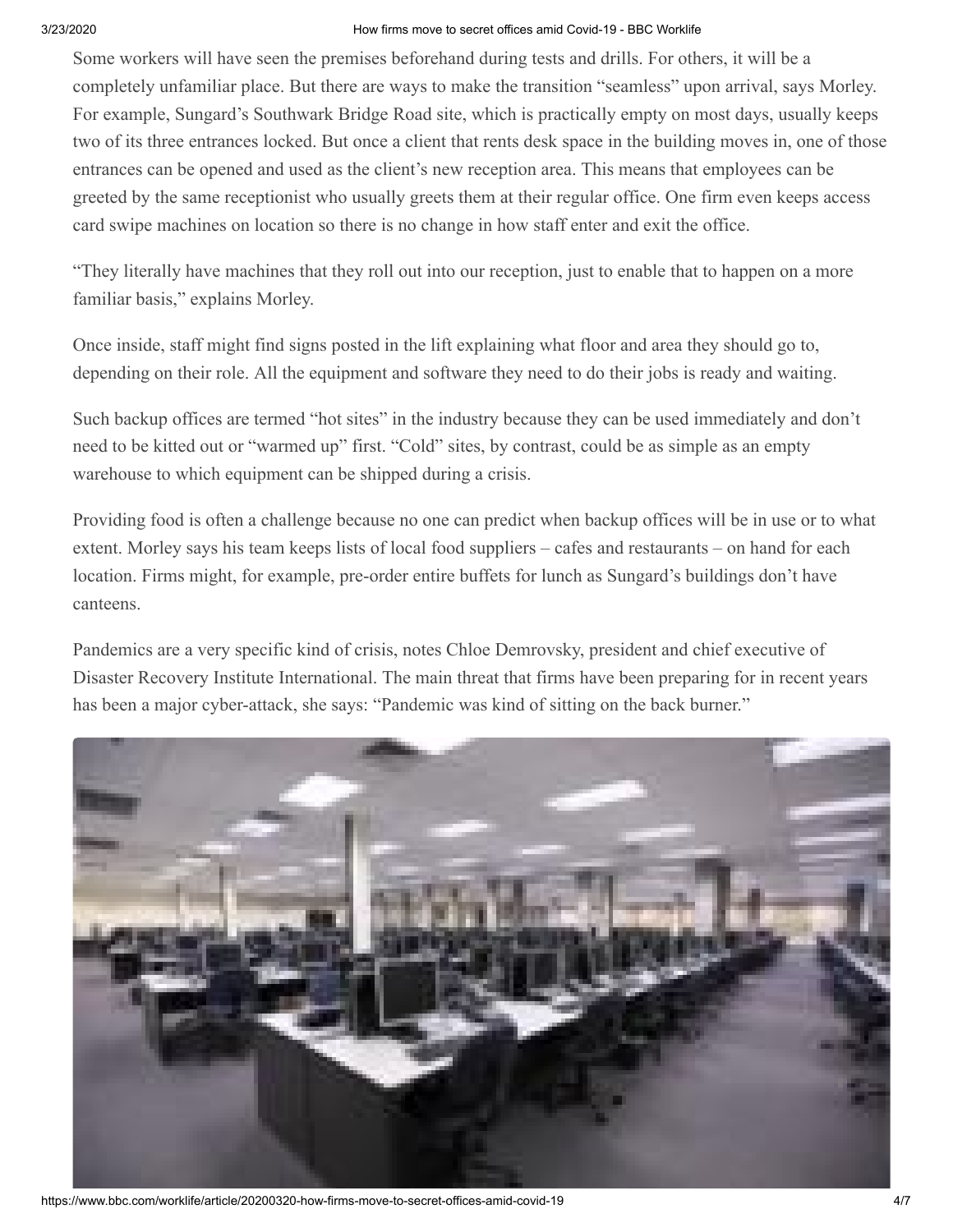Some workers will have seen the premises beforehand during tests and drills. For others, it will be a completely unfamiliar place. But there are ways to make the transition "seamless" upon arrival, says Morley. For example, Sungard's Southwark Bridge Road site, which is practically empty on most days, usually keeps two of its three entrances locked. But once a client that rents desk space in the building moves in, one of those entrances can be opened and used as the client's new reception area. This means that employees can be greeted by the same receptionist who usually greets them at their regular office. One firm even keeps access card swipe machines on location so there is no change in how staff enter and exit the office.

"They literally have machines that they roll out into our reception, just to enable that to happen on a more familiar basis," explains Morley.

Once inside, staff might find signs posted in the lift explaining what floor and area they should go to, depending on their role. All the equipment and software they need to do their jobs is ready and waiting.

Such backup offices are termed "hot sites" in the industry because they can be used immediately and don't need to be kitted out or "warmed up" first. "Cold" sites, by contrast, could be as simple as an empty warehouse to which equipment can be shipped during a crisis.

Providing food is often a challenge because no one can predict when backup offices will be in use or to what extent. Morley says his team keeps lists of local food suppliers – cafes and restaurants – on hand for each location. Firms might, for example, pre-order entire buffets for lunch as Sungard's buildings don't have canteens.

Pandemics are a very specific kind of crisis, notes Chloe Demrovsky, president and chief executive of Disaster Recovery Institute International. The main threat that firms have been preparing for in recent years has been a major cyber-attack, she says: "Pandemic was kind of sitting on the back burner."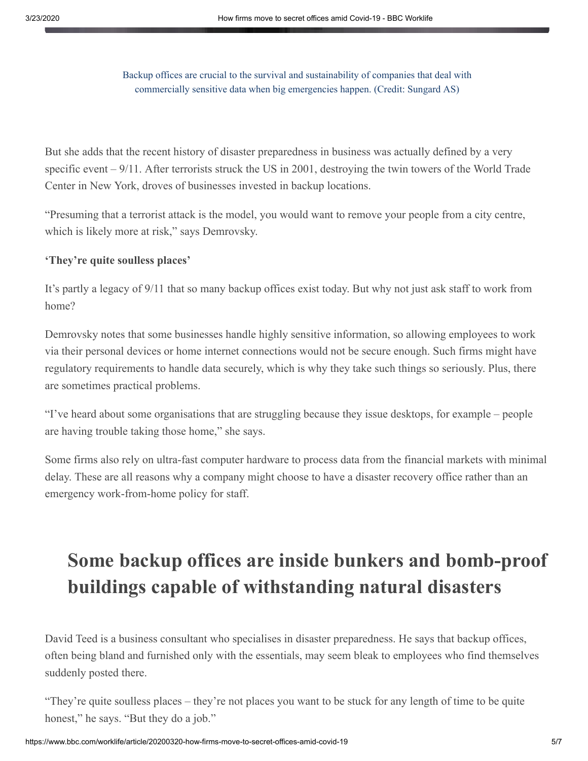Backup offices are crucial to the survival and sustainability of companies that deal with commercially sensitive data when big emergencies happen. (Credit: Sungard AS)

But she adds that the recent history of disaster preparedness in business was actually defined by a very specific event – 9/11. After terrorists struck the US in 2001, destroying the twin towers of the World Trade Center in New York, droves of businesses invested in backup locations.

"Presuming that a terrorist attack is the model, you would want to remove your people from a city centre, which is likely more at risk," says Demrovsky.

**'They're quite soulless places'**

It's partly a legacy of 9/11 that so many backup offices exist today. But why not just ask staff to work from home?

Demrovsky notes that some businesses handle highly sensitive information, so allowing employees to work via their personal devices or home internet connections would not be secure enough. Such firms might have regulatory requirements to handle data securely, which is why they take such things so seriously. Plus, there are sometimes practical problems.

"I've heard about some organisations that are struggling because they issue desktops, for example – people are having trouble taking those home," she says.

Some firms also rely on ultra-fast computer hardware to process data from the financial markets with minimal delay. These are all reasons why a company might choose to have a disaster recovery office rather than an emergency work-from-home policy for staff.

## Some backup offices are inside bunkers and bomb-proof buildings capable of withstanding natural disasters

David Teed is a business consultant who specialises in disaster preparedness. He says that backup offices, often being bland and furnished only with the essentials, may seem bleak to employees who find themselves suddenly posted there.

"They're quite soulless places – they're not places you want to be stuck for any length of time to be quite honest," he says. "But they do a job."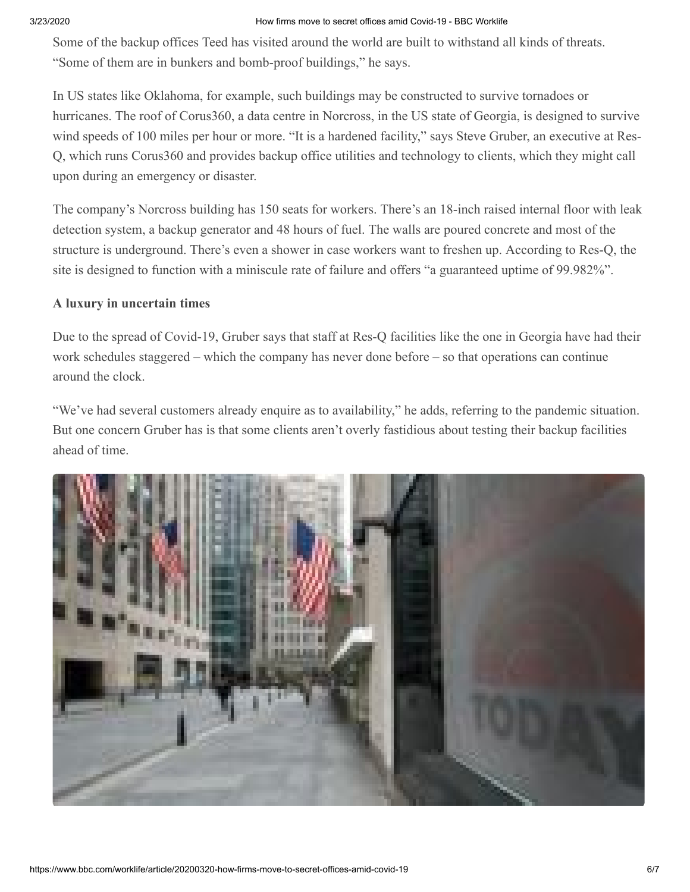Some of the backup offices Teed has visited around the world are built to withstand all kinds of threats. "Some of them are in bunkers and bomb-proof buildings," he says.

In US states like Oklahoma, for example, such buildings may be constructed to survive tornadoes or hurricanes. The roof of Corus360, a data centre in Norcross, in the US state of Georgia, is designed to survive wind speeds of 100 miles per hour or more. "It is a hardened facility," says Steve Gruber, an executive at Res-Q, which runs Corus360 and provides backup office utilities and technology to clients, which they might call upon during an emergency or disaster.

The company's Norcross building has 150 seats for workers. There's an 18-inch raised internal floor with leak detection system, a backup generator and 48 hours of fuel. The walls are poured concrete and most of the structure is underground. There's even a shower in case workers want to freshen up. According to Res-Q, the site is designed to function with a miniscule rate of failure and offers "a guaranteed uptime of 99.982%".

**A luxury in uncertain times**

Due to the spread of Covid-19, Gruber says that staff at Res-Q facilities like the one in Georgia have had their work schedules staggered – which the company has never done before – so that operations can continue around the clock.

"We've had several customers already enquire as to availability," he adds, referring to the pandemic situation. But one concern Gruber has is that some clients aren't overly fastidious about testing their backup facilities ahead of time.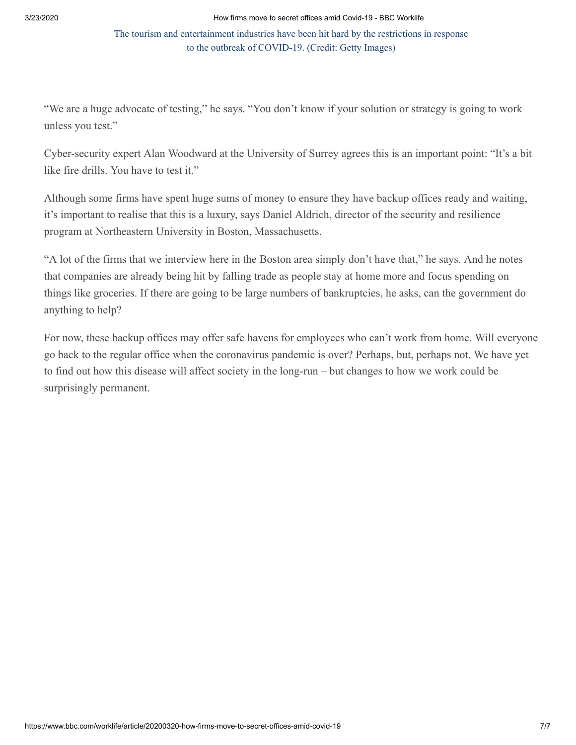The tourism and entertainment industries have been hit hard by the restrictions in response to the outbreak of COVID-19. (Credit: Getty Images)

"We are a huge advocate of testing," he says. "You don't know if your solution or strategy is going to work unless you test."

Cyber-security expert Alan Woodward at the University of Surrey agrees this is an important point: "It's a bit like fire drills. You have to test it."

Although some firms have spent huge sums of money to ensure they have backup offices ready and waiting, it's important to realise that this is a luxury, says Daniel Aldrich, director of the security and resilience program at Northeastern University in Boston, Massachusetts.

"A lot of the firms that we interview here in the Boston area simply don't have that," he says. And he notes that companies are already being hit by falling trade as people stay at home more and focus spending on things like groceries. If there are going to be large numbers of bankruptcies, he asks, can the government do anything to help?

For now, these backup offices may offer safe havens for employees who can't work from home. Will everyone go back to the regular office when the coronavirus pandemic is over? Perhaps, but, perhaps not. We have yet to find out how this disease will affect society in the long-run – but changes to how we work could be surprisingly permanent.